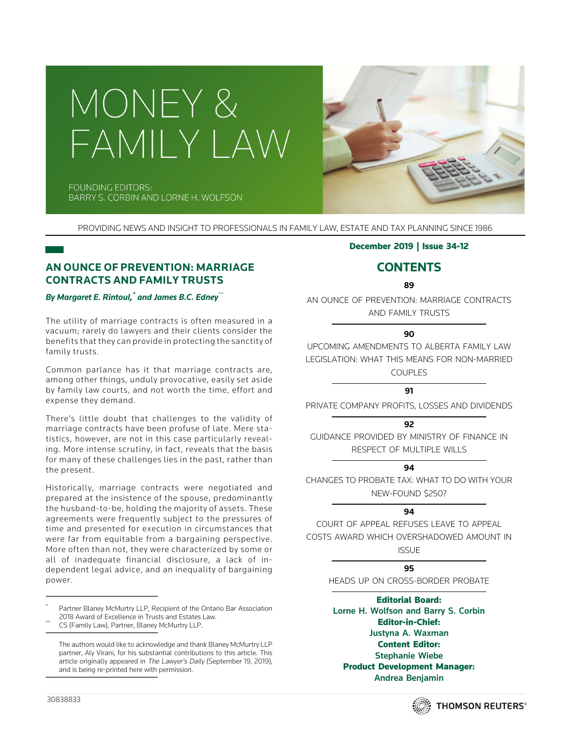# MONEY & FAMILY LAW

FOUNDING EDITORS:
BARRY S. CORBIN AND LORNE H. WOLFSON

PROVIDING NEWS AND INSIGHT TO PROFESSIONALS IN FAMILY LAW, ESTATE AND TAX PLANNING SINCE 1986

**December 2019 | Issue 34-12**

## CONTENTS

**89**
AN OUNCE OF PREVENTION: MARRIAGE CONTRACTS AND FAMILY TRUSTS

**90**
UPCOMING AMENDMENTS TO ALBERTA FAMILY LAW LEGISLATION: WHAT THIS MEANS FOR NON-MARRIED COUPLES

**91**
PRIVATE COMPANY PROFITS, LOSSES AND DIVIDENDS

**92**
GUIDANCE PROVIDED BY MINISTRY OF FINANCE IN RESPECT OF MULTIPLE WILLS

**94**
CHANGES TO PROBATE TAX: WHAT TO DO WITH YOUR NEW-FOUND $250?

**94**
COURT OF APPEAL REFUSES LEAVE TO APPEAL COSTS AWARD WHICH OVERSHADOWED AMOUNT IN ISSUE

**95**
HEADS UP ON CROSS-BORDER PROBATE

**Editorial Board:**
Lorne H. Wolfson and Barry S. Corbin
**Editor-in-Chief:**
Justyna A. Waxman
**Content Editor:**
Stephanie Wiebe
**Product Development Manager:**
Andrea Benjamin

## AN OUNCE OF PREVENTION: MARRIAGE CONTRACTS AND FAMILY TRUSTS

***By Margaret E. Rintoul,[*] and James B.C. Edney[**]***

The utility of marriage contracts is often measured in a vacuum; rarely do lawyers and their clients consider the benefits that they can provide in protecting the sanctity of family trusts.

Common parlance has it that marriage contracts are, among other things, unduly provocative, easily set aside by family law courts, and not worth the time, effort and expense they demand.

There's little doubt that challenges to the validity of marriage contracts have been profuse of late. Mere statistics, however, are not in this case particularly revealing. More intense scrutiny, in fact, reveals that the basis for many of these challenges lies in the past, rather than the present.

Historically, marriage contracts were negotiated and prepared at the insistence of the spouse, predominantly the husband-to-be, holding the majority of assets. These agreements were frequently subject to the pressures of time and presented for execution in circumstances that were far from equitable from a bargaining perspective. More often than not, they were characterized by some or all of inadequate financial disclosure, a lack of independent legal advice, and an inequality of bargaining power.

[*] Partner Blaney McMurtry LLP, Recipient of the Ontario Bar Association 2018 Award of Excellence in Trusts and Estates Law.

[**] CS (Family Law), Partner, Blaney McMurtry LLP.

The authors would like to acknowledge and thank Blaney McMurtry LLP partner, Aly Virani, for his substantial contributions to this article. This article originally appeared in *The Lawyer's Daily* (September 19, 2019), and is being re-printed here with permission.

30838833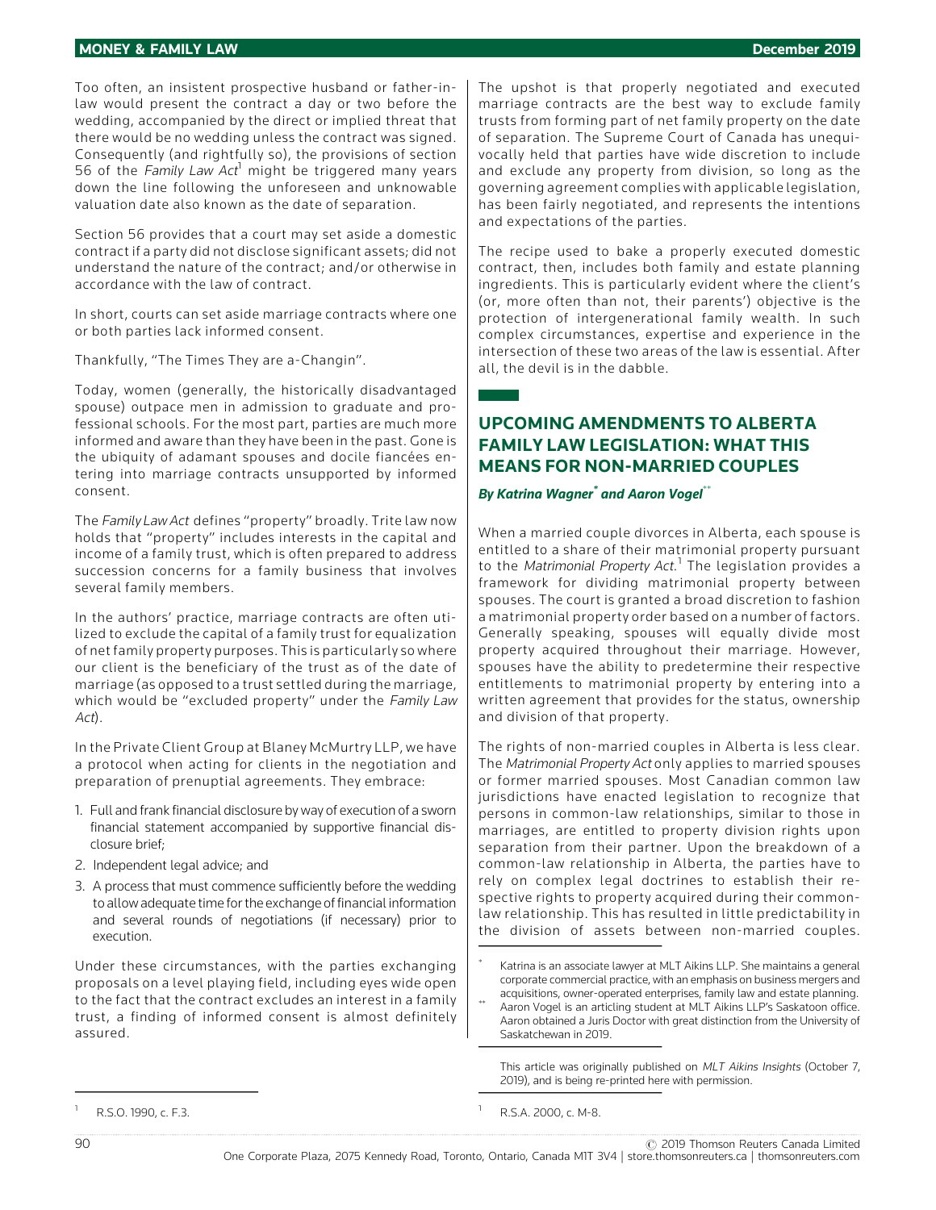Too often, an insistent prospective husband or father-in-law would present the contract a day or two before the wedding, accompanied by the direct or implied threat that there would be no wedding unless the contract was signed. Consequently (and rightfully so), the provisions of section 56 of the *Family Law Act*[1] might be triggered many years down the line following the unforeseen and unknowable valuation date also known as the date of separation.

Section 56 provides that a court may set aside a domestic contract if a party did not disclose significant assets; did not understand the nature of the contract; and/or otherwise in accordance with the law of contract.

In short, courts can set aside marriage contracts where one or both parties lack informed consent.

Thankfully, "The Times They are a-Changin".

Today, women (generally, the historically disadvantaged spouse) outpace men in admission to graduate and professional schools. For the most part, parties are much more informed and aware than they have been in the past. Gone is the ubiquity of adamant spouses and docile fiancées entering into marriage contracts unsupported by informed consent.

The *Family Law Act* defines "property" broadly. Trite law now holds that "property" includes interests in the capital and income of a family trust, which is often prepared to address succession concerns for a family business that involves several family members.

In the authors' practice, marriage contracts are often utilized to exclude the capital of a family trust for equalization of net family property purposes. This is particularly so where our client is the beneficiary of the trust as of the date of marriage (as opposed to a trust settled during the marriage, which would be "excluded property" under the *Family Law Act*).

In the Private Client Group at Blaney McMurtry LLP, we have a protocol when acting for clients in the negotiation and preparation of prenuptial agreements. They embrace:

1. Full and frank financial disclosure by way of execution of a sworn financial statement accompanied by supportive financial disclosure brief;
2. Independent legal advice; and
3. A process that must commence sufficiently before the wedding to allow adequate time for the exchange of financial information and several rounds of negotiations (if necessary) prior to execution.

Under these circumstances, with the parties exchanging proposals on a level playing field, including eyes wide open to the fact that the contract excludes an interest in a family trust, a finding of informed consent is almost definitely assured.

The upshot is that properly negotiated and executed marriage contracts are the best way to exclude family trusts from forming part of net family property on the date of separation. The Supreme Court of Canada has unequivocally held that parties have wide discretion to include and exclude any property from division, so long as the governing agreement complies with applicable legislation, has been fairly negotiated, and represents the intentions and expectations of the parties.

The recipe used to bake a properly executed domestic contract, then, includes both family and estate planning ingredients. This is particularly evident where the client's (or, more often than not, their parents') objective is the protection of intergenerational family wealth. In such complex circumstances, expertise and experience in the intersection of these two areas of the law is essential. After all, the devil is in the dabble.

[1] R.S.O. 1990, c. F.3.

## UPCOMING AMENDMENTS TO ALBERTA FAMILY LAW LEGISLATION: WHAT THIS MEANS FOR NON-MARRIED COUPLES

***By Katrina Wagner[*] and Aaron Vogel[**]***

When a married couple divorces in Alberta, each spouse is entitled to a share of their matrimonial property pursuant to the *Matrimonial Property Act*.[1] The legislation provides a framework for dividing matrimonial property between spouses. The court is granted a broad discretion to fashion a matrimonial property order based on a number of factors. Generally speaking, spouses will equally divide most property acquired throughout their marriage. However, spouses have the ability to predetermine their respective entitlements to matrimonial property by entering into a written agreement that provides for the status, ownership and division of that property.

The rights of non-married couples in Alberta is less clear. The *Matrimonial Property Act* only applies to married spouses or former married spouses. Most Canadian common law jurisdictions have enacted legislation to recognize that persons in common-law relationships, similar to those in marriages, are entitled to property division rights upon separation from their partner. Upon the breakdown of a common-law relationship in Alberta, the parties have to rely on complex legal doctrines to establish their respective rights to property acquired during their common-law relationship. This has resulted in little predictability in the division of assets between non-married couples.

[*] Katrina is an associate lawyer at MLT Aikins LLP. She maintains a general corporate commercial practice, with an emphasis on business mergers and acquisitions, owner-operated enterprises, family law and estate planning.

[**] Aaron Vogel is an articling student at MLT Aikins LLP's Saskatoon office. Aaron obtained a Juris Doctor with great distinction from the University of Saskatchewan in 2019.

This article was originally published on *MLT Aikins Insights* (October 7, 2019), and is being re-printed here with permission.

[1] R.S.A. 2000, c. M-8.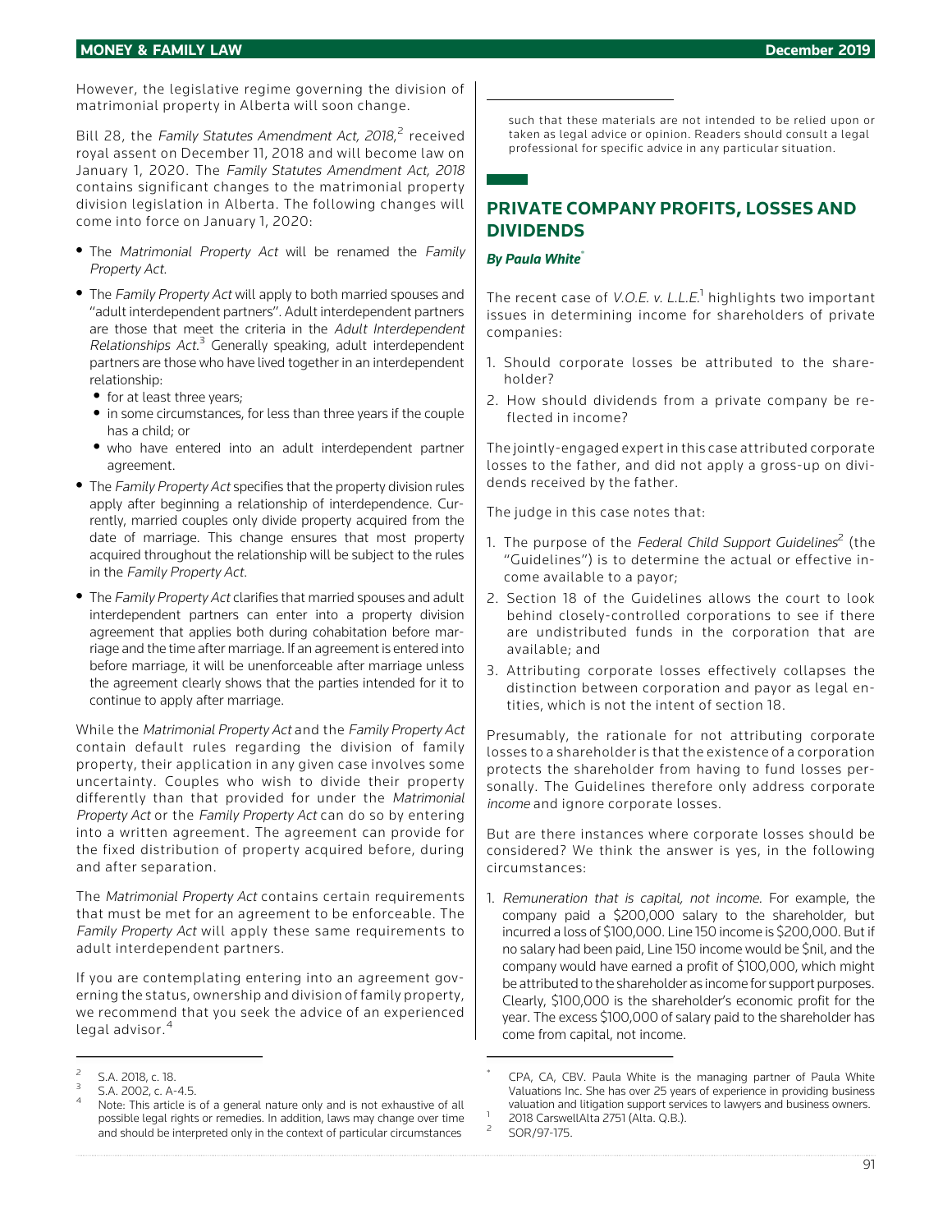However, the legislative regime governing the division of matrimonial property in Alberta will soon change.

Bill 28, the *Family Statutes Amendment Act, 2018*,[2] received royal assent on December 11, 2018 and will become law on January 1, 2020. The *Family Statutes Amendment Act, 2018* contains significant changes to the matrimonial property division legislation in Alberta. The following changes will come into force on January 1, 2020:

- The *Matrimonial Property Act* will be renamed the *Family Property Act*.
- The *Family Property Act* will apply to both married spouses and "adult interdependent partners". Adult interdependent partners are those that meet the criteria in the *Adult Interdependent Relationships Act*.[3] Generally speaking, adult interdependent partners are those who have lived together in an interdependent relationship:
  - for at least three years;
  - in some circumstances, for less than three years if the couple has a child; or
  - who have entered into an adult interdependent partner agreement.
- The *Family Property Act* specifies that the property division rules apply after beginning a relationship of interdependence. Currently, married couples only divide property acquired from the date of marriage. This change ensures that most property acquired throughout the relationship will be subject to the rules in the *Family Property Act*.
- The *Family Property Act* clarifies that married spouses and adult interdependent partners can enter into a property division agreement that applies both during cohabitation before marriage and the time after marriage. If an agreement is entered into before marriage, it will be unenforceable after marriage unless the agreement clearly shows that the parties intended for it to continue to apply after marriage.

While the *Matrimonial Property Act* and the *Family Property Act* contain default rules regarding the division of family property, their application in any given case involves some uncertainty. Couples who wish to divide their property differently than that provided for under the *Matrimonial Property Act* or the *Family Property Act* can do so by entering into a written agreement. The agreement can provide for the fixed distribution of property acquired before, during and after separation.

The *Matrimonial Property Act* contains certain requirements that must be met for an agreement to be enforceable. The *Family Property Act* will apply these same requirements to adult interdependent partners.

If you are contemplating entering into an agreement governing the status, ownership and division of family property, we recommend that you seek the advice of an experienced legal advisor.[4]

[2] S.A. 2018, c. 18.

[3] S.A. 2002, c. A-4.5.

[4] Note: This article is of a general nature only and is not exhaustive of all possible legal rights or remedies. In addition, laws may change over time and should be interpreted only in the context of particular circumstances such that these materials are not intended to be relied upon or taken as legal advice or opinion. Readers should consult a legal professional for specific advice in any particular situation.

## PRIVATE COMPANY PROFITS, LOSSES AND DIVIDENDS

***By Paula White*[*]**

The recent case of *V.O.E. v. L.L.E.*[1] highlights two important issues in determining income for shareholders of private companies:

1. Should corporate losses be attributed to the shareholder?
2. How should dividends from a private company be reflected in income?

The jointly-engaged expert in this case attributed corporate losses to the father, and did not apply a gross-up on dividends received by the father.

The judge in this case notes that:

1. The purpose of the *Federal Child Support Guidelines*[2] (the "Guidelines") is to determine the actual or effective income available to a payor;
2. Section 18 of the Guidelines allows the court to look behind closely-controlled corporations to see if there are undistributed funds in the corporation that are available; and
3. Attributing corporate losses effectively collapses the distinction between corporation and payor as legal entities, which is not the intent of section 18.

Presumably, the rationale for not attributing corporate losses to a shareholder is that the existence of a corporation protects the shareholder from having to fund losses personally. The Guidelines therefore only address corporate *income* and ignore corporate losses.

But are there instances where corporate losses should be considered? We think the answer is yes, in the following circumstances:

1. *Remuneration that is capital, not income.* For example, the company paid a $200,000 salary to the shareholder, but incurred a loss of $100,000. Line 150 income is $200,000. But if no salary had been paid, Line 150 income would be $nil, and the company would have earned a profit of $100,000, which might be attributed to the shareholder as income for support purposes. Clearly, $100,000 is the shareholder's economic profit for the year. The excess $100,000 of salary paid to the shareholder has come from capital, not income.

[*] CPA, CA, CBV. Paula White is the managing partner of Paula White Valuations Inc. She has over 25 years of experience in providing business valuation and litigation support services to lawyers and business owners.

[1] 2018 CarswellAlta 2751 (Alta. Q.B.).

[2] SOR/97-175.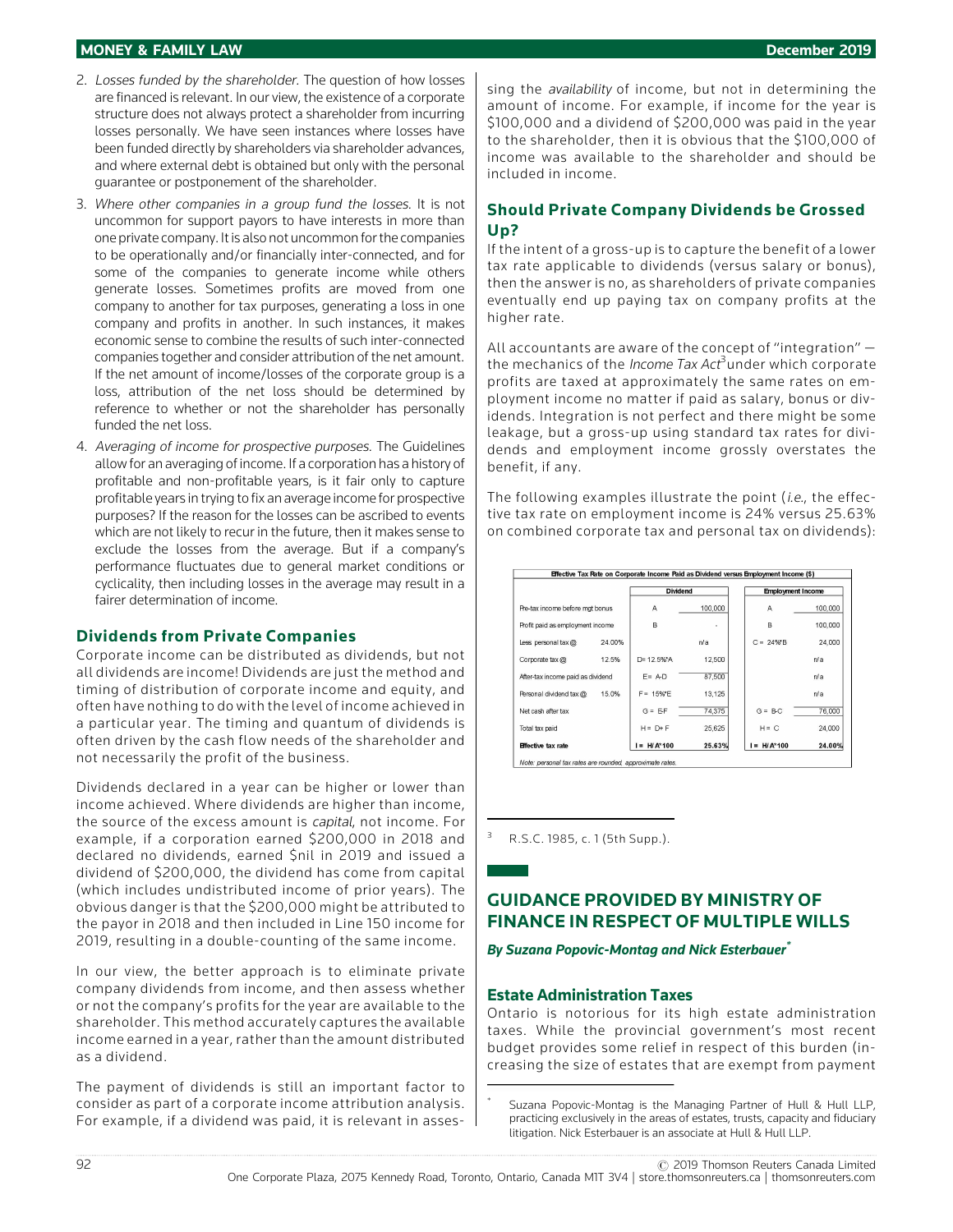2. *Losses funded by the shareholder.* The question of how losses are financed is relevant. In our view, the existence of a corporate structure does not always protect a shareholder from incurring losses personally. We have seen instances where losses have been funded directly by shareholders via shareholder advances, and where external debt is obtained but only with the personal guarantee or postponement of the shareholder.
3. *Where other companies in a group fund the losses.* It is not uncommon for support payors to have interests in more than one private company. It is also not uncommon for the companies to be operationally and/or financially inter-connected, and for some of the companies to generate income while others generate losses. Sometimes profits are moved from one company to another for tax purposes, generating a loss in one company and profits in another. In such instances, it makes economic sense to combine the results of such inter-connected companies together and consider attribution of the net amount. If the net amount of income/losses of the corporate group is a loss, attribution of the net loss should be determined by reference to whether or not the shareholder has personally funded the net loss.
4. *Averaging of income for prospective purposes.* The Guidelines allow for an averaging of income. If a corporation has a history of profitable and non-profitable years, is it fair only to capture profitable years in trying to fix an average income for prospective purposes? If the reason for the losses can be ascribed to events which are not likely to recur in the future, then it makes sense to exclude the losses from the average. But if a company's performance fluctuates due to general market conditions or cyclicality, then including losses in the average may result in a fairer determination of income.

### Dividends from Private Companies

Corporate income can be distributed as dividends, but not all dividends are income! Dividends are just the method and timing of distribution of corporate income and equity, and often have nothing to do with the level of income achieved in a particular year. The timing and quantum of dividends is often driven by the cash flow needs of the shareholder and not necessarily the profit of the business.

Dividends declared in a year can be higher or lower than income achieved. Where dividends are higher than income, the source of the excess amount is *capital*, not income. For example, if a corporation earned $200,000 in 2018 and declared no dividends, earned $nil in 2019 and issued a dividend of $200,000, the dividend has come from capital (which includes undistributed income of prior years). The obvious danger is that the $200,000 might be attributed to the payor in 2018 and then included in Line 150 income for 2019, resulting in a double-counting of the same income.

In our view, the better approach is to eliminate private company dividends from income, and then assess whether or not the company's profits for the year are available to the shareholder. This method accurately captures the available income earned in a year, rather than the amount distributed as a dividend.

The payment of dividends is still an important factor to consider as part of a corporate income attribution analysis. For example, if a dividend was paid, it is relevant in assessing the *availability* of income, but not in determining the amount of income. For example, if income for the year is $100,000 and a dividend of $200,000 was paid in the year to the shareholder, then it is obvious that the $100,000 of income was available to the shareholder and should be included in income.

### Should Private Company Dividends be Grossed Up?

If the intent of a gross-up is to capture the benefit of a lower tax rate applicable to dividends (versus salary or bonus), then the answer is no, as shareholders of private companies eventually end up paying tax on company profits at the higher rate.

All accountants are aware of the concept of "integration" — the mechanics of the *Income Tax Act*[3] under which corporate profits are taxed at approximately the same rates on employment income no matter if paid as salary, bonus or dividends. Integration is not perfect and there might be some leakage, but a gross-up using standard tax rates for dividends and employment income grossly overstates the benefit, if any.

The following examples illustrate the point (*i.e.*, the effective tax rate on employment income is 24% versus 25.63% on combined corporate tax and personal tax on dividends):

**Effective Tax Rate on Corporate Income Paid as Dividend versus Employment Income ($)**

| | | Dividend | | Employment Income | |
|---|---|---|---|---|---|
| Pre-tax income before mgt bonus | | A | 100,000 | A | 100,000 |
| Profit paid as employment income | | B | - | B | 100,000 |
| Less personal tax @ | 24.00% | | n/a | C = 24%*B | 24,000 |
| Corporate tax @ | 12.5% | D= 12.5%*A | 12,500 | | n/a |
| After-tax income paid as dividend | | E= A-D | 87,500 | | n/a |
| Personal dividend tax @ | 15.0% | F = 15%*E | 13,125 | | n/a |
| Net cash after tax | | G = E-F | 74,375 | G = B-C | 76,000 |
| Total tax paid | | H = D+F | 25,625 | H = C | 24,000 |
| **Effective tax rate** | | **I = H/A*100** | **25.63%** | **I = H/A*100** | **24.00%** |

*Note: personal tax rates are rounded, approximate rates.*

[3] R.S.C. 1985, c. 1 (5th Supp.).

## GUIDANCE PROVIDED BY MINISTRY OF FINANCE IN RESPECT OF MULTIPLE WILLS

***By Suzana Popovic-Montag and Nick Esterbauer****

### Estate Administration Taxes

Ontario is notorious for its high estate administration taxes. While the provincial government's most recent budget provides some relief in respect of this burden (increasing the size of estates that are exempt from payment

\* Suzana Popovic-Montag is the Managing Partner of Hull & Hull LLP, practicing exclusively in the areas of estates, trusts, capacity and fiduciary litigation. Nick Esterbauer is an associate at Hull & Hull LLP.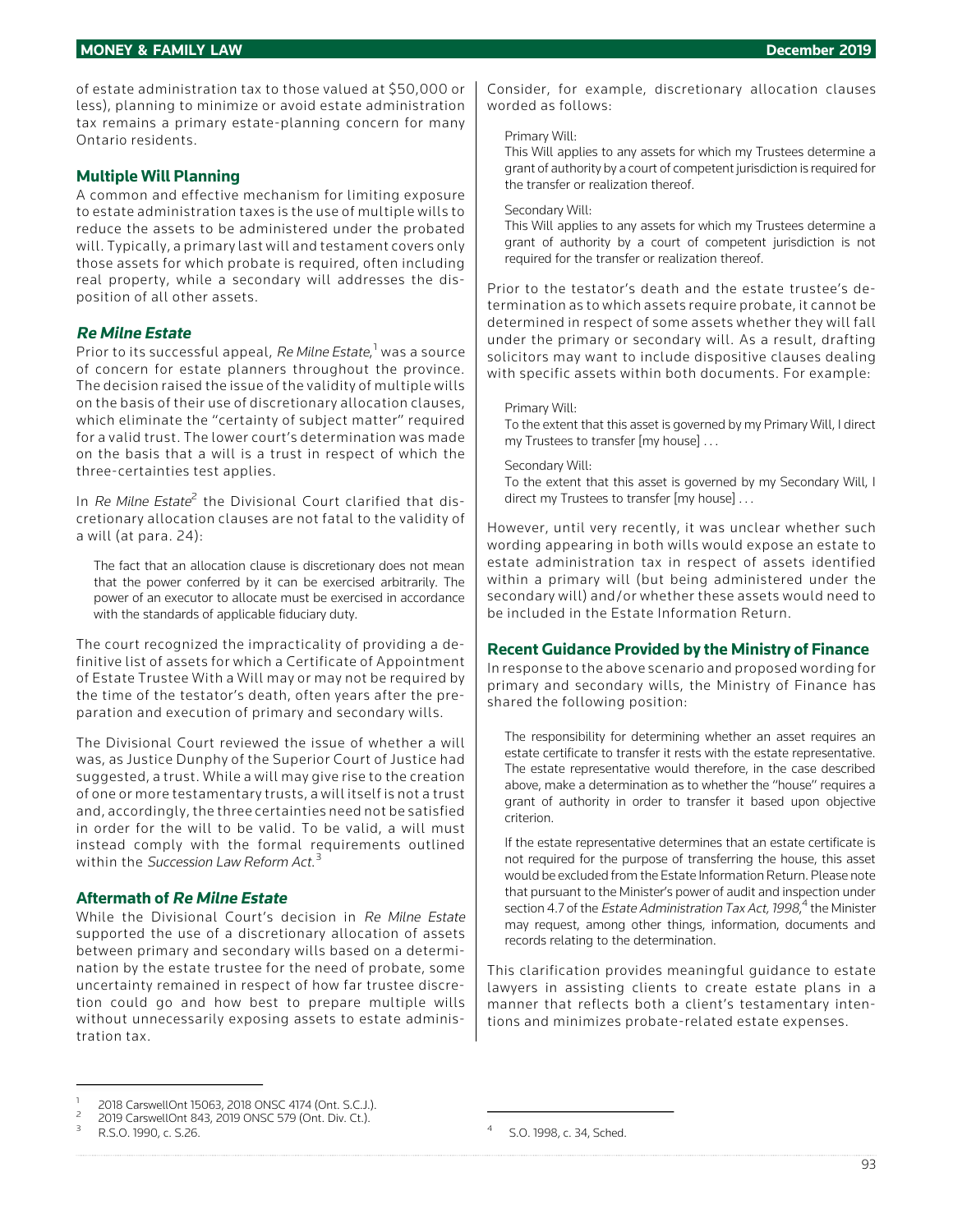of estate administration tax to those valued at $50,000 or less), planning to minimize or avoid estate administration tax remains a primary estate-planning concern for many Ontario residents.

## Multiple Will Planning

A common and effective mechanism for limiting exposure to estate administration taxes is the use of multiple wills to reduce the assets to be administered under the probated will. Typically, a primary last will and testament covers only those assets for which probate is required, often including real property, while a secondary will addresses the disposition of all other assets.

## *Re Milne Estate*

Prior to its successful appeal, *Re Milne Estate*,[1] was a source of concern for estate planners throughout the province. The decision raised the issue of the validity of multiple wills on the basis of their use of discretionary allocation clauses, which eliminate the "certainty of subject matter" required for a valid trust. The lower court's determination was made on the basis that a will is a trust in respect of which the three-certainties test applies.

In *Re Milne Estate*[2] the Divisional Court clarified that discretionary allocation clauses are not fatal to the validity of a will (at para. 24):

> The fact that an allocation clause is discretionary does not mean that the power conferred by it can be exercised arbitrarily. The power of an executor to allocate must be exercised in accordance with the standards of applicable fiduciary duty.

The court recognized the impracticality of providing a definitive list of assets for which a Certificate of Appointment of Estate Trustee With a Will may or may not be required by the time of the testator's death, often years after the preparation and execution of primary and secondary wills.

The Divisional Court reviewed the issue of whether a will was, as Justice Dunphy of the Superior Court of Justice had suggested, a trust. While a will may give rise to the creation of one or more testamentary trusts, a will itself is not a trust and, accordingly, the three certainties need not be satisfied in order for the will to be valid. To be valid, a will must instead comply with the formal requirements outlined within the *Succession Law Reform Act*.[3]

## Aftermath of *Re Milne Estate*

While the Divisional Court's decision in *Re Milne Estate* supported the use of a discretionary allocation of assets between primary and secondary wills based on a determination by the estate trustee for the need of probate, some uncertainty remained in respect of how far trustee discretion could go and how best to prepare multiple wills without unnecessarily exposing assets to estate administration tax.

Consider, for example, discretionary allocation clauses worded as follows:

> Primary Will:
>
> This Will applies to any assets for which my Trustees determine a grant of authority by a court of competent jurisdiction is required for the transfer or realization thereof.
>
> Secondary Will:
>
> This Will applies to any assets for which my Trustees determine a grant of authority by a court of competent jurisdiction is not required for the transfer or realization thereof.

Prior to the testator's death and the estate trustee's determination as to which assets require probate, it cannot be determined in respect of some assets whether they will fall under the primary or secondary will. As a result, drafting solicitors may want to include dispositive clauses dealing with specific assets within both documents. For example:

> Primary Will:
>
> To the extent that this asset is governed by my Primary Will, I direct my Trustees to transfer [my house] . . .
>
> Secondary Will:
>
> To the extent that this asset is governed by my Secondary Will, I direct my Trustees to transfer [my house] . . .

However, until very recently, it was unclear whether such wording appearing in both wills would expose an estate to estate administration tax in respect of assets identified within a primary will (but being administered under the secondary will) and/or whether these assets would need to be included in the Estate Information Return.

## Recent Guidance Provided by the Ministry of Finance

In response to the above scenario and proposed wording for primary and secondary wills, the Ministry of Finance has shared the following position:

> The responsibility for determining whether an asset requires an estate certificate to transfer it rests with the estate representative. The estate representative would therefore, in the case described above, make a determination as to whether the "house" requires a grant of authority in order to transfer it based upon objective criterion.
>
> If the estate representative determines that an estate certificate is not required for the purpose of transferring the house, this asset would be excluded from the Estate Information Return. Please note that pursuant to the Minister's power of audit and inspection under section 4.7 of the *Estate Administration Tax Act, 1998*,[4] the Minister may request, among other things, information, documents and records relating to the determination.

This clarification provides meaningful guidance to estate lawyers in assisting clients to create estate plans in a manner that reflects both a client's testamentary intentions and minimizes probate-related estate expenses.

---

[1] 2018 CarswellOnt 15063, 2018 ONSC 4174 (Ont. S.C.J.).

[2] 2019 CarswellOnt 843, 2019 ONSC 579 (Ont. Div. Ct.).

[3] R.S.O. 1990, c. S.26.

[4] S.O. 1998, c. 34, Sched.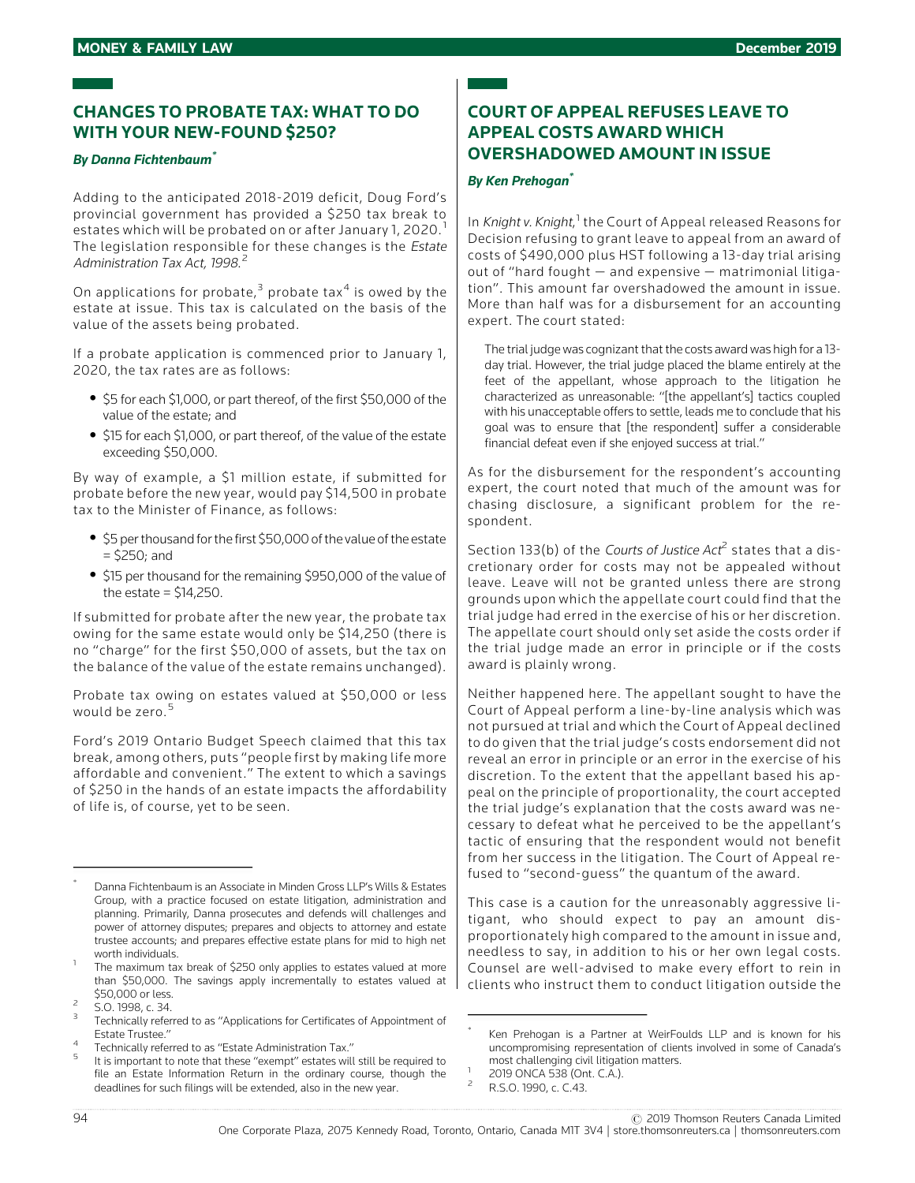## CHANGES TO PROBATE TAX: WHAT TO DO WITH YOUR NEW-FOUND $250?

***By Danna Fichtenbaum*[*]**

Adding to the anticipated 2018-2019 deficit, Doug Ford's provincial government has provided a $250 tax break to estates which will be probated on or after January 1, 2020.[1] The legislation responsible for these changes is the *Estate Administration Tax Act, 1998.*[2]

On applications for probate,[3] probate tax[4] is owed by the estate at issue. This tax is calculated on the basis of the value of the assets being probated.

If a probate application is commenced prior to January 1, 2020, the tax rates are as follows:

- $5 for each $1,000, or part thereof, of the first $50,000 of the value of the estate; and
- $15 for each $1,000, or part thereof, of the value of the estate exceeding $50,000.

By way of example, a $1 million estate, if submitted for probate before the new year, would pay $14,500 in probate tax to the Minister of Finance, as follows:

- $5 per thousand for the first $50,000 of the value of the estate = $250; and
- $15 per thousand for the remaining $950,000 of the value of the estate = $14,250.

If submitted for probate after the new year, the probate tax owing for the same estate would only be $14,250 (there is no "charge" for the first $50,000 of assets, but the tax on the balance of the value of the estate remains unchanged).

Probate tax owing on estates valued at $50,000 or less would be zero.[5]

Ford's 2019 Ontario Budget Speech claimed that this tax break, among others, puts "people first by making life more affordable and convenient." The extent to which a savings of $250 in the hands of an estate impacts the affordability of life is, of course, yet to be seen.

---

[*] Danna Fichtenbaum is an Associate in Minden Gross LLP's Wills & Estates Group, with a practice focused on estate litigation, administration and planning. Primarily, Danna prosecutes and defends will challenges and power of attorney disputes; prepares and objects to attorney and estate trustee accounts; and prepares effective estate plans for mid to high net worth individuals.

[1] The maximum tax break of $250 only applies to estates valued at more than $50,000. The savings apply incrementally to estates valued at $50,000 or less.

[2] S.O. 1998, c. 34.

[3] Technically referred to as "Applications for Certificates of Appointment of Estate Trustee."

[4] Technically referred to as "Estate Administration Tax."

[5] It is important to note that these "exempt" estates will still be required to file an Estate Information Return in the ordinary course, though the deadlines for such filings will be extended, also in the new year.

## COURT OF APPEAL REFUSES LEAVE TO APPEAL COSTS AWARD WHICH OVERSHADOWED AMOUNT IN ISSUE

***By Ken Prehogan*[*]**

In *Knight v. Knight*,[1] the Court of Appeal released Reasons for Decision refusing to grant leave to appeal from an award of costs of $490,000 plus HST following a 13-day trial arising out of "hard fought — and expensive — matrimonial litigation". This amount far overshadowed the amount in issue. More than half was for a disbursement for an accounting expert. The court stated:

> The trial judge was cognizant that the costs award was high for a 13-day trial. However, the trial judge placed the blame entirely at the feet of the appellant, whose approach to the litigation he characterized as unreasonable: "[the appellant's] tactics coupled with his unacceptable offers to settle, leads me to conclude that his goal was to ensure that [the respondent] suffer a considerable financial defeat even if she enjoyed success at trial."

As for the disbursement for the respondent's accounting expert, the court noted that much of the amount was for chasing disclosure, a significant problem for the respondent.

Section 133(b) of the *Courts of Justice Act*[2] states that a discretionary order for costs may not be appealed without leave. Leave will not be granted unless there are strong grounds upon which the appellate court could find that the trial judge had erred in the exercise of his or her discretion. The appellate court should only set aside the costs order if the trial judge made an error in principle or if the costs award is plainly wrong.

Neither happened here. The appellant sought to have the Court of Appeal perform a line-by-line analysis which was not pursued at trial and which the Court of Appeal declined to do given that the trial judge's costs endorsement did not reveal an error in principle or an error in the exercise of his discretion. To the extent that the appellant based his appeal on the principle of proportionality, the court accepted the trial judge's explanation that the costs award was necessary to defeat what he perceived to be the appellant's tactic of ensuring that the respondent would not benefit from her success in the litigation. The Court of Appeal refused to "second-guess" the quantum of the award.

This case is a caution for the unreasonably aggressive litigant, who should expect to pay an amount disproportionately high compared to the amount in issue and, needless to say, in addition to his or her own legal costs. Counsel are well-advised to make every effort to rein in clients who instruct them to conduct litigation outside the

---

[*] Ken Prehogan is a Partner at WeirFoulds LLP and is known for his uncompromising representation of clients involved in some of Canada's most challenging civil litigation matters.

[1] 2019 ONCA 538 (Ont. C.A.).

[2] R.S.O. 1990, c. C.43.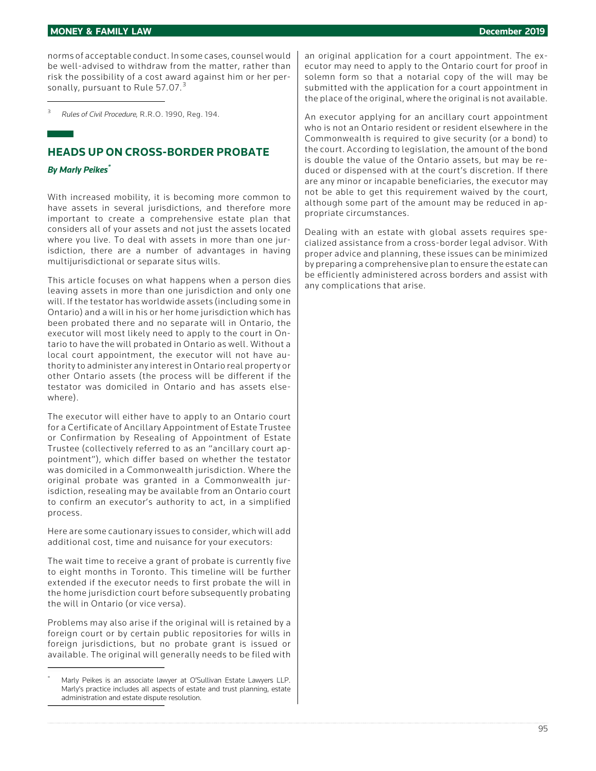norms of acceptable conduct. In some cases, counsel would be well-advised to withdraw from the matter, rather than risk the possibility of a cost award against him or her personally, pursuant to Rule 57.07.[3]

[3] *Rules of Civil Procedure*, R.R.O. 1990, Reg. 194.

## HEADS UP ON CROSS-BORDER PROBATE

***By Marly Peikes*[*]**

With increased mobility, it is becoming more common to have assets in several jurisdictions, and therefore more important to create a comprehensive estate plan that considers all of your assets and not just the assets located where you live. To deal with assets in more than one jurisdiction, there are a number of advantages in having multijurisdictional or separate situs wills.

This article focuses on what happens when a person dies leaving assets in more than one jurisdiction and only one will. If the testator has worldwide assets (including some in Ontario) and a will in his or her home jurisdiction which has been probated there and no separate will in Ontario, the executor will most likely need to apply to the court in Ontario to have the will probated in Ontario as well. Without a local court appointment, the executor will not have authority to administer any interest in Ontario real property or other Ontario assets (the process will be different if the testator was domiciled in Ontario and has assets elsewhere).

The executor will either have to apply to an Ontario court for a Certificate of Ancillary Appointment of Estate Trustee or Confirmation by Resealing of Appointment of Estate Trustee (collectively referred to as an "ancillary court appointment"), which differ based on whether the testator was domiciled in a Commonwealth jurisdiction. Where the original probate was granted in a Commonwealth jurisdiction, resealing may be available from an Ontario court to confirm an executor's authority to act, in a simplified process.

Here are some cautionary issues to consider, which will add additional cost, time and nuisance for your executors:

The wait time to receive a grant of probate is currently five to eight months in Toronto. This timeline will be further extended if the executor needs to first probate the will in the home jurisdiction court before subsequently probating the will in Ontario (or vice versa).

Problems may also arise if the original will is retained by a foreign court or by certain public repositories for wills in foreign jurisdictions, but no probate grant is issued or available. The original will generally needs to be filed with an original application for a court appointment. The executor may need to apply to the Ontario court for proof in solemn form so that a notarial copy of the will may be submitted with the application for a court appointment in the place of the original, where the original is not available.

An executor applying for an ancillary court appointment who is not an Ontario resident or resident elsewhere in the Commonwealth is required to give security (or a bond) to the court. According to legislation, the amount of the bond is double the value of the Ontario assets, but may be reduced or dispensed with at the court's discretion. If there are any minor or incapable beneficiaries, the executor may not be able to get this requirement waived by the court, although some part of the amount may be reduced in appropriate circumstances.

Dealing with an estate with global assets requires specialized assistance from a cross-border legal advisor. With proper advice and planning, these issues can be minimized by preparing a comprehensive plan to ensure the estate can be efficiently administered across borders and assist with any complications that arise.

[*] Marly Peikes is an associate lawyer at O'Sullivan Estate Lawyers LLP. Marly's practice includes all aspects of estate and trust planning, estate administration and estate dispute resolution.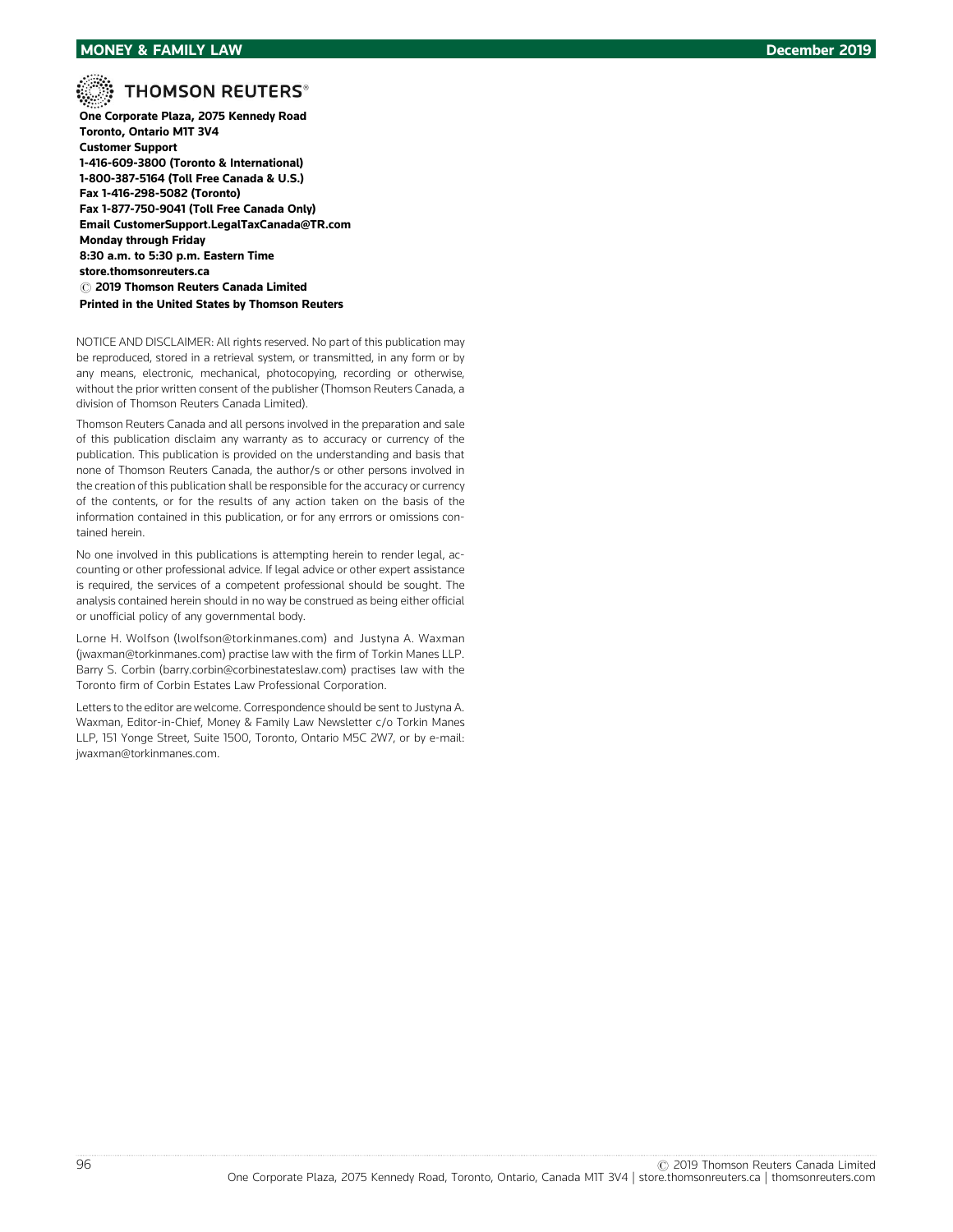**THOMSON REUTERS®**

**One Corporate Plaza, 2075 Kennedy Road**
**Toronto, Ontario M1T 3V4**
**Customer Support**
**1-416-609-3800 (Toronto & International)**
**1-800-387-5164 (Toll Free Canada & U.S.)**
**Fax 1-416-298-5082 (Toronto)**
**Fax 1-877-750-9041 (Toll Free Canada Only)**
**Email CustomerSupport.LegalTaxCanada@TR.com**
**Monday through Friday**
**8:30 a.m. to 5:30 p.m. Eastern Time**
**store.thomsonreuters.ca**
**© 2019 Thomson Reuters Canada Limited**
**Printed in the United States by Thomson Reuters**

NOTICE AND DISCLAIMER: All rights reserved. No part of this publication may be reproduced, stored in a retrieval system, or transmitted, in any form or by any means, electronic, mechanical, photocopying, recording or otherwise, without the prior written consent of the publisher (Thomson Reuters Canada, a division of Thomson Reuters Canada Limited).

Thomson Reuters Canada and all persons involved in the preparation and sale of this publication disclaim any warranty as to accuracy or currency of the publication. This publication is provided on the understanding and basis that none of Thomson Reuters Canada, the author/s or other persons involved in the creation of this publication shall be responsible for the accuracy or currency of the contents, or for the results of any action taken on the basis of the information contained in this publication, or for any errrors or omissions contained herein.

No one involved in this publications is attempting herein to render legal, accounting or other professional advice. If legal advice or other expert assistance is required, the services of a competent professional should be sought. The analysis contained herein should in no way be construed as being either official or unofficial policy of any governmental body.

Lorne H. Wolfson (lwolfson@torkinmanes.com) and Justyna A. Waxman (jwaxman@torkinmanes.com) practise law with the firm of Torkin Manes LLP. Barry S. Corbin (barry.corbin@corbinestateslaw.com) practises law with the Toronto firm of Corbin Estates Law Professional Corporation.

Letters to the editor are welcome. Correspondence should be sent to Justyna A. Waxman, Editor-in-Chief, Money & Family Law Newsletter c/o Torkin Manes LLP, 151 Yonge Street, Suite 1500, Toronto, Ontario M5C 2W7, or by e-mail: jwaxman@torkinmanes.com.